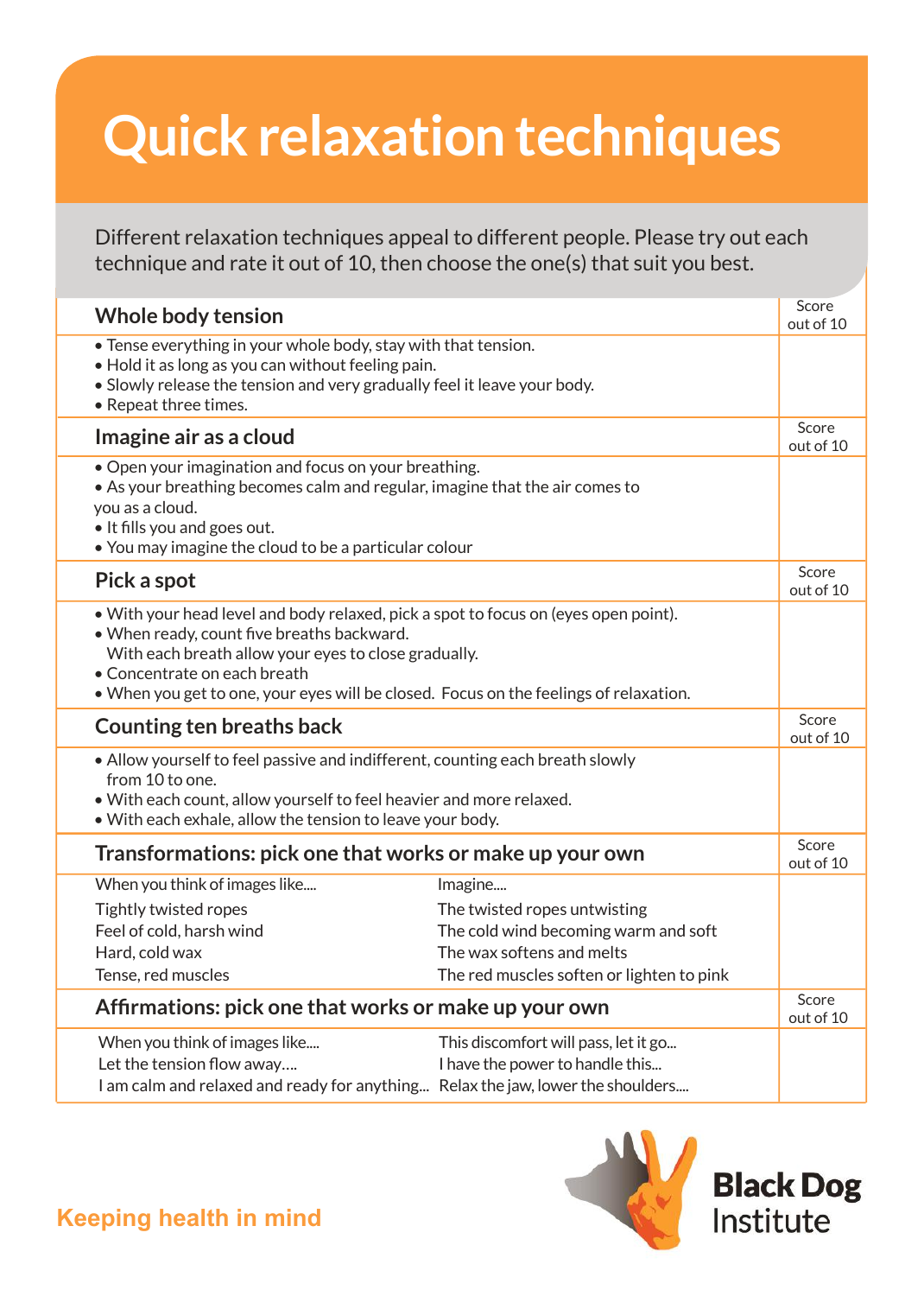# Quick relaxation techniques

Different relaxation techniques appeal to different people. Please try out each technique and rate it out of 10, then choose the one(s) that suit you best.

## Whole body tension

Score out of 10

- Tense everything in your whole body, stay with that tension.
- Hold it as long as you can without feeling pain.
- Slowly release the tension and very gradually feel it leave your body.
- Repeat three times.

## Imagine air as a cloud

Score out of 10

- Open your imagination and focus on your breathing.
- As your breathing becomes calm and regular, imagine that the air comes to you as a cloud.
- It fills you and goes out.
- You may imagine the cloud to be a particular colour

## Pick a spot

Score out of 10

- With your head level and body relaxed, pick a spot to focus on (eyes open point).
- When ready, count five breaths backward.
  With each breath allow your eyes to close gradually.
- Concentrate on each breath
- When you get to one, your eyes will be closed. Focus on the feelings of relaxation.

## Counting ten breaths back

Score out of 10

- Allow yourself to feel passive and indifferent, counting each breath slowly from 10 to one.
- With each count, allow yourself to feel heavier and more relaxed.
- With each exhale, allow the tension to leave your body.

## Transformations: pick one that works or make up your own

Score out of 10

| When you think of images like.... | Imagine.... |
|---|---|
| Tightly twisted ropes | The twisted ropes untwisting |
| Feel of cold, harsh wind | The cold wind becoming warm and soft |
| Hard, cold wax | The wax softens and melts |
| Tense, red muscles | The red muscles soften or lighten to pink |

## Affirmations: pick one that works or make up your own

Score out of 10

When you think of images like....
Let the tension flow away….
I am calm and relaxed and ready for anything...
This discomfort will pass, let it go...
I have the power to handle this...
Relax the jaw, lower the shoulders....

Keeping health in mind

Black Dog Institute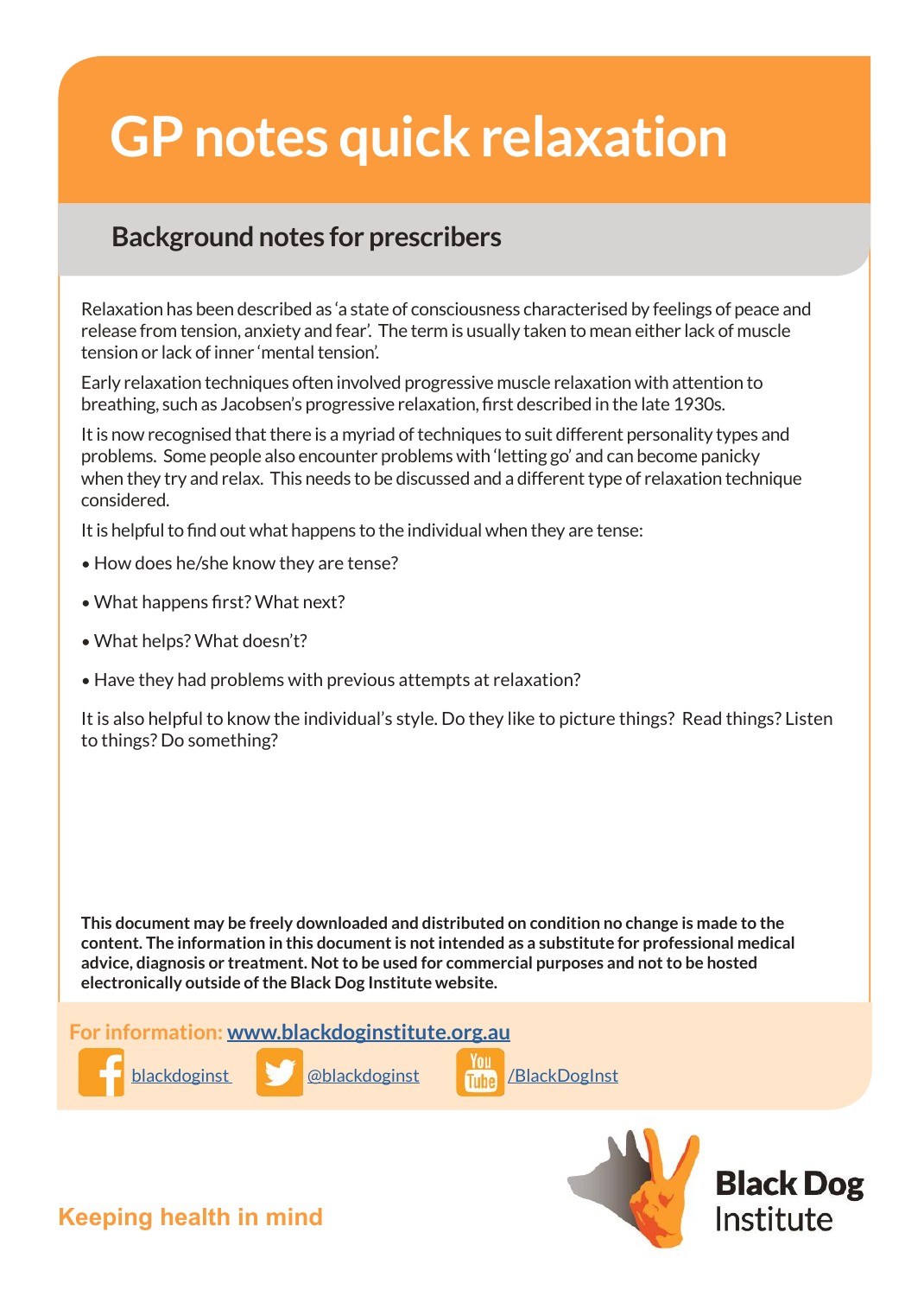# GP notes quick relaxation

## Background notes for prescribers

Relaxation has been described as 'a state of consciousness characterised by feelings of peace and release from tension, anxiety and fear'. The term is usually taken to mean either lack of muscle tension or lack of inner 'mental tension'.

Early relaxation techniques often involved progressive muscle relaxation with attention to breathing, such as Jacobsen's progressive relaxation, first described in the late 1930s.

It is now recognised that there is a myriad of techniques to suit different personality types and problems. Some people also encounter problems with 'letting go' and can become panicky when they try and relax. This needs to be discussed and a different type of relaxation technique considered.

It is helpful to find out what happens to the individual when they are tense:

- How does he/she know they are tense?
- What happens first? What next?
- What helps? What doesn't?
- Have they had problems with previous attempts at relaxation?

It is also helpful to know the individual's style. Do they like to picture things? Read things? Listen to things? Do something?

**This document may be freely downloaded and distributed on condition no change is made to the content. The information in this document is not intended as a substitute for professional medical advice, diagnosis or treatment. Not to be used for commercial purposes and not to be hosted electronically outside of the Black Dog Institute website.**

For information: www.blackdoginstitute.org.au

blackdoginst @blackdoginst /BlackDogInst

Keeping health in mind

Black Dog Institute